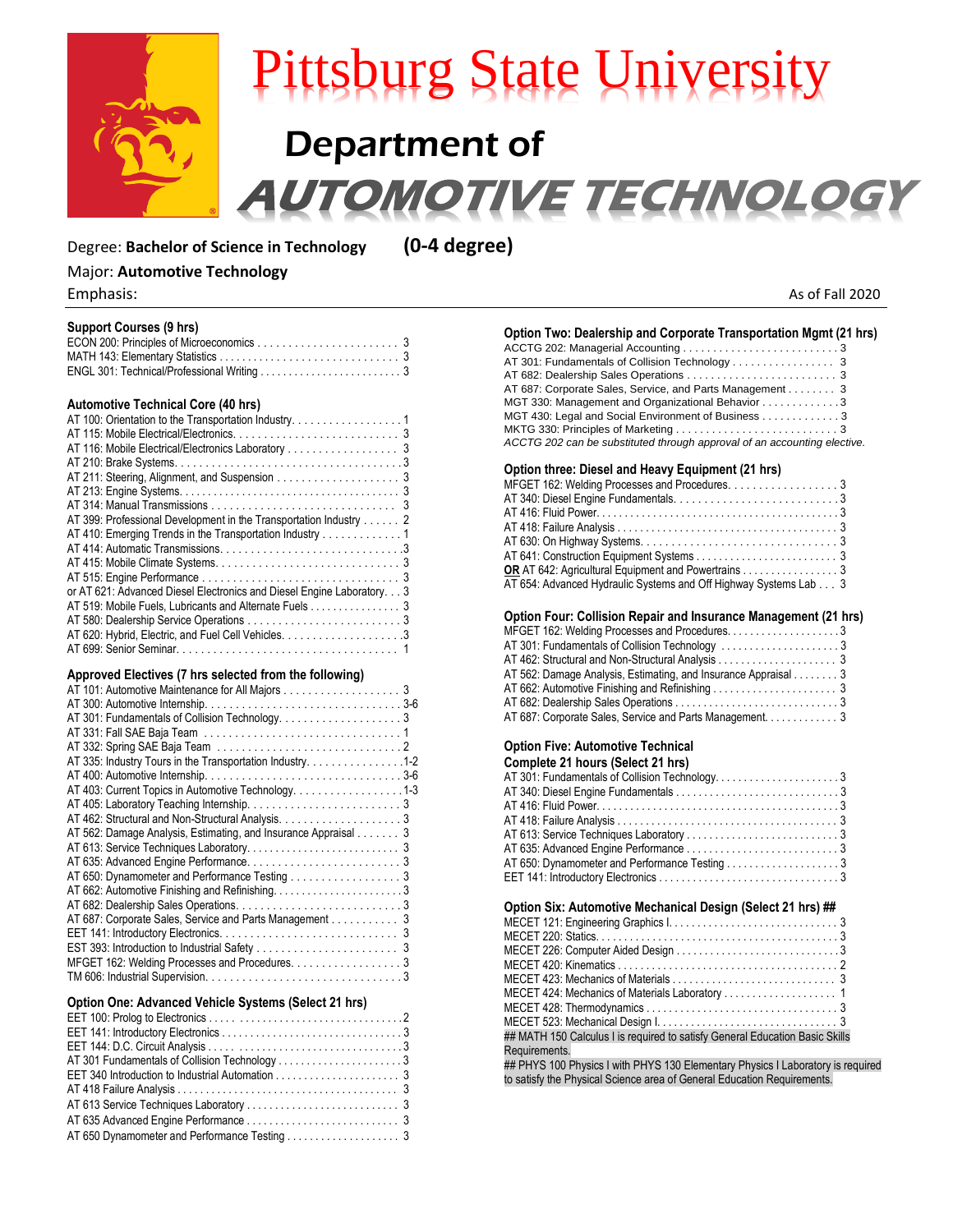# Pittsburg State University

## Department of AUTOMOTIVE TECHNOLOGY

Degree: **Bachelor of Science in Technology** **(0-4 degree)**

Major: **Automotive Technology**

Emphasis:

As of Fall 2020

### Support Courses (9 hrs)

- ECON 200: Principles of Microeconomics . . . 3
- MATH 143: Elementary Statistics . . . 3
- ENGL 301: Technical/Professional Writing . . . 3

### Automotive Technical Core (40 hrs)

- AT 100: Orientation to the Transportation Industry. . . . 1
- AT 115: Mobile Electrical/Electronics. . . . 3
- AT 116: Mobile Electrical/Electronics Laboratory . . . 3
- AT 210: Brake Systems. . . . 3
- AT 211: Steering, Alignment, and Suspension . . . 3
- AT 213: Engine Systems. . . . 3
- AT 314: Manual Transmissions . . . 3
- AT 399: Professional Development in the Transportation Industry . . . 2
- AT 410: Emerging Trends in the Transportation Industry . . . 1
- AT 414: Automatic Transmissions. . . . 3
- AT 415: Mobile Climate Systems. . . . 3
- AT 515: Engine Performance . . . 3
- or AT 621: Advanced Diesel Electronics and Diesel Engine Laboratory. . . 3
- AT 519: Mobile Fuels, Lubricants and Alternate Fuels . . . 3
- AT 580: Dealership Service Operations . . . 3
- AT 620: Hybrid, Electric, and Fuel Cell Vehicles. . . . 3
- AT 699: Senior Seminar. . . . 1

### Approved Electives (7 hrs selected from the following)

- AT 101: Automotive Maintenance for All Majors . . . 3
- AT 300: Automotive Internship. . . . 3-6
- AT 301: Fundamentals of Collision Technology. . . . 3
- AT 331: Fall SAE Baja Team . . . 1
- AT 332: Spring SAE Baja Team . . . 2
- AT 335: Industry Tours in the Transportation Industry. . . . 1-2
- AT 400: Automotive Internship. . . . 3-6
- AT 403: Current Topics in Automotive Technology. . . . 1-3
- AT 405: Laboratory Teaching Internship. . . . 3
- AT 462: Structural and Non-Structural Analysis. . . . 3
- AT 562: Damage Analysis, Estimating, and Insurance Appraisal . . . 3
- AT 613: Service Techniques Laboratory. . . . 3
- AT 635: Advanced Engine Performance. . . . 3
- AT 650: Dynamometer and Performance Testing . . . 3
- AT 662: Automotive Finishing and Refinishing. . . . 3
- AT 682: Dealership Sales Operations. . . . 3
- AT 687: Corporate Sales, Service and Parts Management . . . 3
- EET 141: Introductory Electronics. . . . 3
- EST 393: Introduction to Industrial Safety . . . 3
- MFGET 162: Welding Processes and Procedures. . . . 3
- TM 606: Industrial Supervision. . . . 3

### Option One: Advanced Vehicle Systems (Select 21 hrs)

- EET 100: Prolog to Electronics . . . 2
- EET 141: Introductory Electronics . . . 3
- EET 144: D.C. Circuit Analysis . . . 3
- AT 301 Fundamentals of Collision Technology . . . 3
- EET 340 Introduction to Industrial Automation . . . 3
- AT 418 Failure Analysis . . . 3
- AT 613 Service Techniques Laboratory . . . 3
- AT 635 Advanced Engine Performance . . . 3
- AT 650 Dynamometer and Performance Testing . . . 3

### Option Two: Dealership and Corporate Transportation Mgmt (21 hrs)

- ACCTG 202: Managerial Accounting . . . 3
- AT 301: Fundamentals of Collision Technology . . . 3
- AT 682: Dealership Sales Operations . . . 3
- AT 687: Corporate Sales, Service, and Parts Management . . . 3
- MGT 330: Management and Organizational Behavior . . . 3
- MGT 430: Legal and Social Environment of Business . . . 3
- MKTG 330: Principles of Marketing . . . 3

*ACCTG 202 can be substituted through approval of an accounting elective.*

### Option three: Diesel and Heavy Equipment (21 hrs)

- MFGET 162: Welding Processes and Procedures. . . . 3
- AT 340: Diesel Engine Fundamentals. . . . 3
- AT 416: Fluid Power. . . . 3
- AT 418: Failure Analysis . . . 3
- AT 630: On Highway Systems. . . . 3
- AT 641: Construction Equipment Systems . . . 3
- **OR** AT 642: Agricultural Equipment and Powertrains . . . 3
- AT 654: Advanced Hydraulic Systems and Off Highway Systems Lab . . . 3

### Option Four: Collision Repair and Insurance Management (21 hrs)

- MFGET 162: Welding Processes and Procedures. . . . 3
- AT 301: Fundamentals of Collision Technology . . . 3
- AT 462: Structural and Non-Structural Analysis . . . 3
- AT 562: Damage Analysis, Estimating, and Insurance Appraisal . . . 3
- AT 662: Automotive Finishing and Refinishing . . . 3
- AT 682: Dealership Sales Operations . . . 3
- AT 687: Corporate Sales, Service and Parts Management. . . . 3

### Option Five: Automotive Technical Complete 21 hours (Select 21 hrs)

- AT 301: Fundamentals of Collision Technology. . . . 3
- AT 340: Diesel Engine Fundamentals . . . 3
- AT 416: Fluid Power. . . . 3
- AT 418: Failure Analysis . . . 3
- AT 613: Service Techniques Laboratory . . . 3
- AT 635: Advanced Engine Performance . . . 3
- AT 650: Dynamometer and Performance Testing . . . 3
- EET 141: Introductory Electronics . . . 3

### Option Six: Automotive Mechanical Design (Select 21 hrs) ##

- MECET 121: Engineering Graphics I. . . . 3
- MECET 220: Statics. . . . 3
- MECET 226: Computer Aided Design . . . 3
- MECET 420: Kinematics . . . 2
- MECET 423: Mechanics of Materials . . . 3
- MECET 424: Mechanics of Materials Laboratory . . . 1
- MECET 428: Thermodynamics . . . 3
- MECET 523: Mechanical Design I. . . . 3

## MATH 150 Calculus I is required to satisfy General Education Basic Skills Requirements.

## PHYS 100 Physics I with PHYS 130 Elementary Physics I Laboratory is required to satisfy the Physical Science area of General Education Requirements.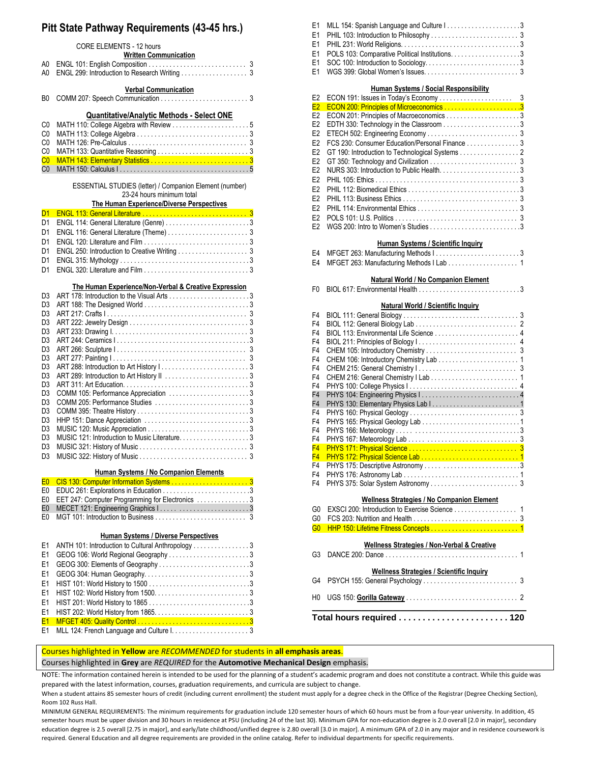# Pitt State Pathway Requirements (43-45 hrs.)

CORE ELEMENTS - 12 hours

### Written Communication

| | | |
|---|---|---|
| A0 | ENGL 101: English Composition | 3 |
| A0 | ENGL 299: Introduction to Research Writing | 3 |

### Verbal Communication

| | | |
|---|---|---|
| B0 | COMM 207: Speech Communication | 3 |

### Quantitative/Analytic Methods - Select ONE

| | | |
|---|---|---|
| C0 | MATH 110: College Algebra with Review | 5 |
| C0 | MATH 113: College Algebra | 3 |
| C0 | MATH 126: Pre-Calculus | 3 |
| C0 | MATH 133: Quantitative Reasoning | 3 |
| C0 | MATH 143: Elementary Statistics | 3 |
| C0 | MATH 150: Calculus I | 5 |

ESSENTIAL STUDIES (letter) / Companion Element (number)
23-24 hours minimum total

### The Human Experience/Diverse Perspectives

| | | |
|---|---|---|
| D1 | ENGL 113: General Literature | 3 |
| D1 | ENGL 114: General Literature (Genre) | 3 |
| D1 | ENGL 116: General Literature (Theme) | 3 |
| D1 | ENGL 120: Literature and Film | 3 |
| D1 | ENGL 250: Introduction to Creative Writing | 3 |
| D1 | ENGL 315: Mythology | 3 |
| D1 | ENGL 320: Literature and Film | 3 |

### The Human Experience/Non-Verbal & Creative Expression

| | | |
|---|---|---|
| D3 | ART 178: Introduction to the Visual Arts | 3 |
| D3 | ART 188: The Designed World | 3 |
| D3 | ART 217: Crafts I | 3 |
| D3 | ART 222: Jewelry Design | 3 |
| D3 | ART 233: Drawing I | 3 |
| D3 | ART 244: Ceramics I | 3 |
| D3 | ART 266: Sculpture I | 3 |
| D3 | ART 277: Painting I | 3 |
| D3 | ART 288: Introduction to Art History I | 3 |
| D3 | ART 289: Introduction to Art History II | 3 |
| D3 | ART 311: Art Education | 3 |
| D3 | COMM 105: Performance Appreciation | 3 |
| D3 | COMM 205: Performance Studies | 3 |
| D3 | COMM 395: Theatre History | 3 |
| D3 | HHP 151: Dance Appreciation | 3 |
| D3 | MUSIC 120: Music Appreciation | 3 |
| D3 | MUSIC 121: Introduction to Music Literature | 3 |
| D3 | MUSIC 321: History of Music | 3 |
| D3 | MUSIC 322: History of Music | 3 |

### Human Systems / No Companion Elements

| | | |
|---|---|---|
| E0 | CIS 130: Computer Information Systems | 3 |
| E0 | EDUC 261: Explorations in Education | 3 |
| E0 | EET 247: Computer Programming for Electronics | 3 |
| E0 | MECET 121: Engineering Graphics I | 3 |
| E0 | MGT 101: Introduction to Business | 3 |

### Human Systems / Diverse Perspectives

| | | |
|---|---|---|
| E1 | ANTH 101: Introduction to Cultural Anthropology | 3 |
| E1 | GEOG 106: World Regional Geography | 3 |
| E1 | GEOG 300: Elements of Geography | 3 |
| E1 | GEOG 304: Human Geography | 3 |
| E1 | HIST 101: World History to 1500 | 3 |
| E1 | HIST 102: World History from 1500 | 3 |
| E1 | HIST 201: World History to 1865 | 3 |
| E1 | HIST 202: World History from 1865 | 3 |
| E1 | MFGET 405: Quality Control | 3 |
| E1 | MLL 124: French Language and Culture I | 3 |
| E1 | MLL 154: Spanish Language and Culture I | 3 |
| E1 | PHIL 103: Introduction to Philosophy | 3 |
| E1 | PHIL 231: World Religions | 3 |
| E1 | POLS 103: Comparative Political Institutions | 3 |
| E1 | SOC 100: Introduction to Sociology | 3 |
| E1 | WGS 399: Global Women's Issues | 3 |

### Human Systems / Social Responsibility

| | | |
|---|---|---|
| E2 | ECON 191: Issues in Today's Economy | 3 |
| E2 | ECON 200: Principles of Microeconomics | 3 |
| E2 | ECON 201: Principles of Macroeconomics | 3 |
| E2 | EDTH 330: Technology in the Classroom | 3 |
| E2 | ETECH 502: Engineering Economy | 3 |
| E2 | FCS 230: Consumer Education/Personal Finance | 3 |
| E2 | GT 190: Introduction to Technological Systems | 2 |
| E2 | GT 350: Technology and Civilization | 3 |
| E2 | NURS 303: Introduction to Public Health | 3 |
| E2 | PHIL 105: Ethics | 3 |
| E2 | PHIL 112: Biomedical Ethics | 3 |
| E2 | PHIL 113: Business Ethics | 3 |
| E2 | PHIL 114: Environmental Ethics | 3 |
| E2 | POLS 101: U.S. Politics | 3 |
| E2 | WGS 200: Intro to Women's Studies | 3 |

### Human Systems / Scientific Inquiry

| | | |
|---|---|---|
| E4 | MFGET 263: Manufacturing Methods I | 3 |
| E4 | MFGET 263: Manufacturing Methods I Lab | 1 |

### Natural World / No Companion Element

| | | |
|---|---|---|
| F0 | BIOL 617: Environmental Health | 3 |

### Natural World / Scientific Inquiry

| | | |
|---|---|---|
| F4 | BIOL 111: General Biology | 3 |
| F4 | BIOL 112: General Biology Lab | 2 |
| F4 | BIOL 113: Environmental Life Science | 4 |
| F4 | BIOL 211: Principles of Biology I | 4 |
| F4 | CHEM 105: Introductory Chemistry | 3 |
| F4 | CHEM 106: Introductory Chemistry Lab | 1 |
| F4 | CHEM 215: General Chemistry I | 3 |
| F4 | CHEM 216: General Chemistry I Lab | 1 |
| F4 | PHYS 100: College Physics I | 4 |
| F4 | PHYS 104: Engineering Physics I | 4 |
| F4 | PHYS 130: Elementary Physics Lab I | 1 |
| F4 | PHYS 160: Physical Geology | 3 |
| F4 | PHYS 165: Physical Geology Lab | 1 |
| F4 | PHYS 166: Meteorology | 3 |
| F4 | PHYS 167: Meteorology Lab | 3 |
| F4 | PHYS 171: Physical Science | 3 |
| F4 | PHYS 172: Physical Science Lab | 1 |
| F4 | PHYS 175: Descriptive Astronomy | 3 |
| F4 | PHYS 176: Astronomy Lab | 1 |
| F4 | PHYS 375: Solar System Astronomy | 3 |

### Wellness Strategies / No Companion Element

| | | |
|---|---|---|
| G0 | EXSCI 200: Introduction to Exercise Science | 1 |
| G0 | FCS 203: Nutrition and Health | 3 |
| G0 | HHP 150: Lifetime Fitness Concepts | 1 |

### Wellness Strategies / Non-Verbal & Creative

| | | |
|---|---|---|
| G3 | DANCE 200: Dance | 1 |

### Wellness Strategies / Scientific Inquiry

| | | |
|---|---|---|
| G4 | PSYCH 155: General Psychology | 3 |
| H0 | UGS 150: **Gorilla Gateway** | 2 |

**Total hours required . . . . . . . . . . . . . . . . . . . . . . . 120**

Courses highlighted in **Yellow** are *RECOMMENDED* for students in **all emphasis areas**.

Courses highlighted in **Grey** are *REQUIRED* for the **Automotive Mechanical Design** emphasis.

NOTE: The information contained herein is intended to be used for the planning of a student's academic program and does not constitute a contract. While this guide was prepared with the latest information, courses, graduation requirements, and curricula are subject to change.

When a student attains 85 semester hours of credit (including current enrollment) the student must apply for a degree check in the Office of the Registrar (Degree Checking Section), Room 102 Russ Hall.

MINIMUM GENERAL REQUIREMENTS: The minimum requirements for graduation include 120 semester hours of which 60 hours must be from a four-year university. In addition, 45 semester hours must be upper division and 30 hours in residence at PSU (including 24 of the last 30). Minimum GPA for non-education degree is 2.0 overall [2.0 in major], secondary education degree is 2.5 overall [2.75 in major], and early/late childhood/unified degree is 2.80 overall [3.0 in major]. A minimum GPA of 2.0 in any major and in residence coursework is required. General Education and all degree requirements are provided in the online catalog. Refer to individual departments for specific requirements.